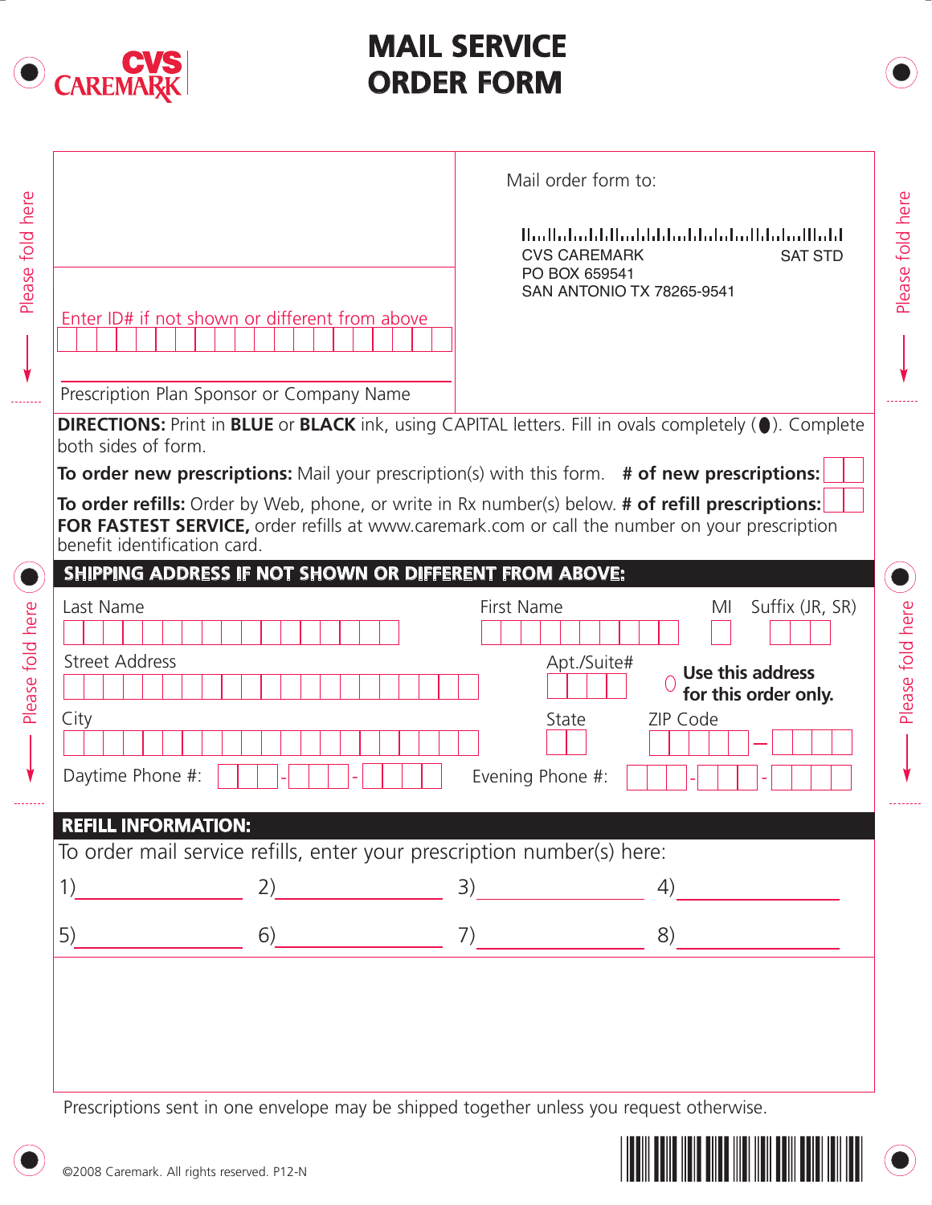# MAIL SERVICE ORDER FORM

CVS CAREMARK

Enter ID# if not shown or different from above

Prescription Plan Sponsor or Company Name

Mail order form to:

CVS CAREMARK SAT STD
PO BOX 659541
SAN ANTONIO TX 78265-9541

**DIRECTIONS:** Print in **BLUE** or **BLACK** ink, using CAPITAL letters. Fill in ovals completely (●). Complete both sides of form.

**To order new prescriptions:** Mail your prescription(s) with this form. **# of new prescriptions:**

**To order refills:** Order by Web, phone, or write in Rx number(s) below. **# of refill prescriptions:**
**FOR FASTEST SERVICE,** order refills at www.caremark.com or call the number on your prescription benefit identification card.

## SHIPPING ADDRESS IF NOT SHOWN OR DIFFERENT FROM ABOVE:

Last Name | First Name | MI | Suffix (JR, SR)

Street Address | Apt./Suite#

○ **Use this address for this order only.**

City | State | ZIP Code

Daytime Phone #: ___-___-___ Evening Phone #: ___-___-___

## REFILL INFORMATION:

To order mail service refills, enter your prescription number(s) here:

1)________ 2)________ 3)________ 4)________

5)________ 6)________ 7)________ 8)________

Prescriptions sent in one envelope may be shipped together unless you request otherwise.

©2008 Caremark. All rights reserved. P12-N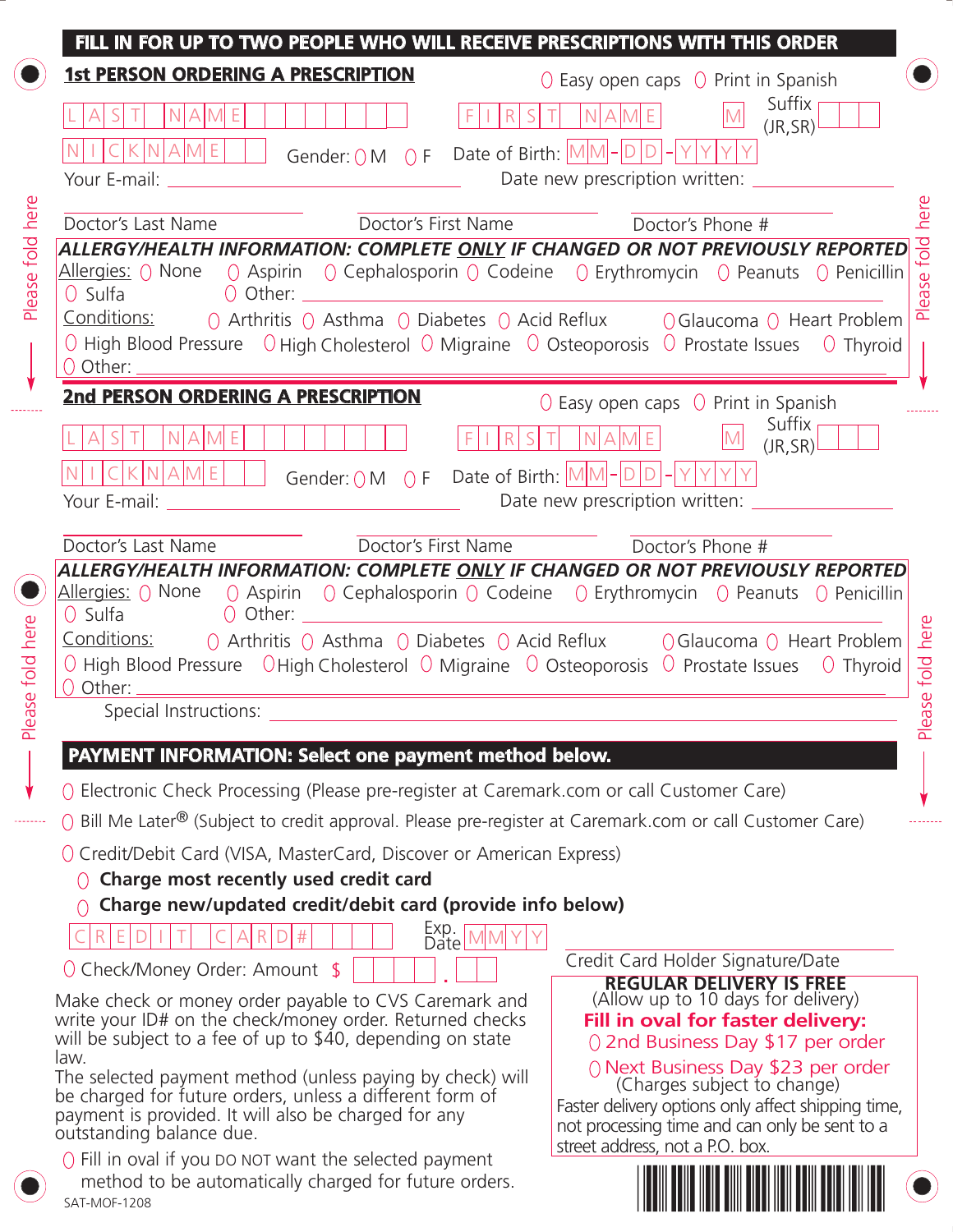## FILL IN FOR UP TO TWO PEOPLE WHO WILL RECEIVE PRESCRIPTIONS WITH THIS ORDER

### 1st PERSON ORDERING A PRESCRIPTION

○ Easy open caps ○ Print in Spanish

LAST NAME FIRST NAME M Suffix (JR,SR)

NICKNAME Gender: ○ M ○ F Date of Birth: MM-DD-YYYY

Your E-mail: \_\_\_\_\_\_\_\_\_\_ Date new prescription written: \_\_\_\_\_\_\_\_\_\_

Doctor's Last Name Doctor's First Name Doctor's Phone #

**ALLERGY/HEALTH INFORMATION: COMPLETE ONLY IF CHANGED OR NOT PREVIOUSLY REPORTED**

Allergies: ○ None ○ Aspirin ○ Cephalosporin ○ Codeine ○ Erythromycin ○ Peanuts ○ Penicillin ○ Sulfa ○ Other: \_\_\_\_\_\_\_\_\_\_

Conditions: ○ Arthritis ○ Asthma ○ Diabetes ○ Acid Reflux ○ Glaucoma ○ Heart Problem ○ High Blood Pressure ○ High Cholesterol ○ Migraine ○ Osteoporosis ○ Prostate Issues ○ Thyroid ○ Other: \_\_\_\_\_\_\_\_\_\_

### 2nd PERSON ORDERING A PRESCRIPTION

○ Easy open caps ○ Print in Spanish

LAST NAME FIRST NAME M Suffix (JR,SR)

NICKNAME Gender: ○ M ○ F Date of Birth: MM-DD-YYYY

Your E-mail: \_\_\_\_\_\_\_\_\_\_ Date new prescription written: \_\_\_\_\_\_\_\_\_\_

Doctor's Last Name Doctor's First Name Doctor's Phone #

**ALLERGY/HEALTH INFORMATION: COMPLETE ONLY IF CHANGED OR NOT PREVIOUSLY REPORTED**

Allergies: ○ None ○ Aspirin ○ Cephalosporin ○ Codeine ○ Erythromycin ○ Peanuts ○ Penicillin ○ Sulfa ○ Other: \_\_\_\_\_\_\_\_\_\_

Conditions: ○ Arthritis ○ Asthma ○ Diabetes ○ Acid Reflux ○ Glaucoma ○ Heart Problem ○ High Blood Pressure ○ High Cholesterol ○ Migraine ○ Osteoporosis ○ Prostate Issues ○ Thyroid ○ Other: \_\_\_\_\_\_\_\_\_\_

Special Instructions: \_\_\_\_\_\_\_\_\_\_

Please fold here

## PAYMENT INFORMATION: Select one payment method below.

○ Electronic Check Processing (Please pre-register at Caremark.com or call Customer Care)

○ Bill Me Later® (Subject to credit approval. Please pre-register at Caremark.com or call Customer Care)

○ Credit/Debit Card (VISA, MasterCard, Discover or American Express)

- ○ **Charge most recently used credit card**
- ○ **Charge new/updated credit/debit card (provide info below)**

CREDIT CARD# Exp. Date MMYY

Credit Card Holder Signature/Date

○ Check/Money Order: Amount $ \_\_\_\_ . \_\_

Make check or money order payable to CVS Caremark and write your ID# on the check/money order. Returned checks will be subject to a fee of up to $40, depending on state law.

The selected payment method (unless paying by check) will be charged for future orders, unless a different form of payment is provided. It will also be charged for any outstanding balance due.

○ Fill in oval if you DO NOT want the selected payment method to be automatically charged for future orders.

**REGULAR DELIVERY IS FREE**
(Allow up to 10 days for delivery)

**Fill in oval for faster delivery:**

○ 2nd Business Day $17 per order

○ Next Business Day $23 per order

(Charges subject to change)

Faster delivery options only affect shipping time, not processing time and can only be sent to a street address, not a P.O. box.

SAT-MOF-1208